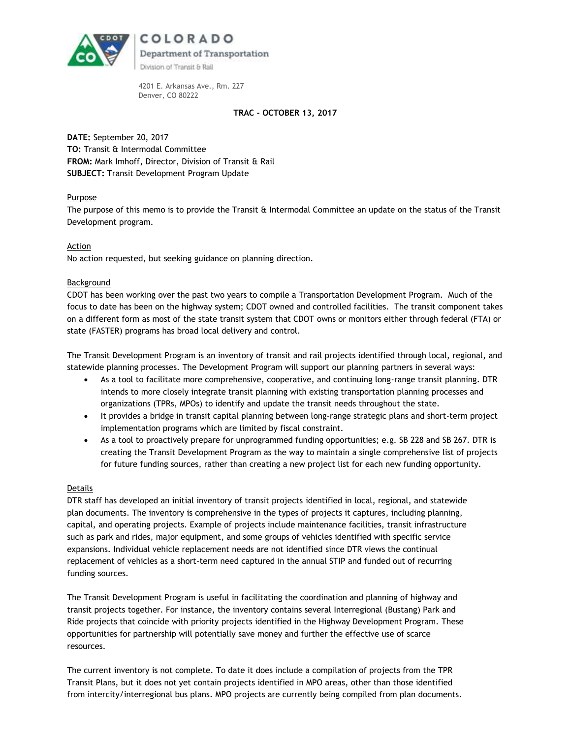COLORADO
Department of Transportation
Division of Transit & Rail

4201 E. Arkansas Ave., Rm. 227
Denver, CO 80222

**TRAC – OCTOBER 13, 2017**

**DATE:** September 20, 2017
**TO:** Transit & Intermodal Committee
**FROM:** Mark Imhoff, Director, Division of Transit & Rail
**SUBJECT:** Transit Development Program Update

Purpose

The purpose of this memo is to provide the Transit & Intermodal Committee an update on the status of the Transit Development program.

Action

No action requested, but seeking guidance on planning direction.

Background

CDOT has been working over the past two years to compile a Transportation Development Program. Much of the focus to date has been on the highway system; CDOT owned and controlled facilities. The transit component takes on a different form as most of the state transit system that CDOT owns or monitors either through federal (FTA) or state (FASTER) programs has broad local delivery and control.

The Transit Development Program is an inventory of transit and rail projects identified through local, regional, and statewide planning processes. The Development Program will support our planning partners in several ways:

- As a tool to facilitate more comprehensive, cooperative, and continuing long-range transit planning. DTR intends to more closely integrate transit planning with existing transportation planning processes and organizations (TPRs, MPOs) to identify and update the transit needs throughout the state.
- It provides a bridge in transit capital planning between long-range strategic plans and short-term project implementation programs which are limited by fiscal constraint.
- As a tool to proactively prepare for unprogrammed funding opportunities; e.g. SB 228 and SB 267. DTR is creating the Transit Development Program as the way to maintain a single comprehensive list of projects for future funding sources, rather than creating a new project list for each new funding opportunity.

Details

DTR staff has developed an initial inventory of transit projects identified in local, regional, and statewide plan documents. The inventory is comprehensive in the types of projects it captures, including planning, capital, and operating projects. Example of projects include maintenance facilities, transit infrastructure such as park and rides, major equipment, and some groups of vehicles identified with specific service expansions. Individual vehicle replacement needs are not identified since DTR views the continual replacement of vehicles as a short-term need captured in the annual STIP and funded out of recurring funding sources.

The Transit Development Program is useful in facilitating the coordination and planning of highway and transit projects together. For instance, the inventory contains several Interregional (Bustang) Park and Ride projects that coincide with priority projects identified in the Highway Development Program. These opportunities for partnership will potentially save money and further the effective use of scarce resources.

The current inventory is not complete. To date it does include a compilation of projects from the TPR Transit Plans, but it does not yet contain projects identified in MPO areas, other than those identified from intercity/interregional bus plans. MPO projects are currently being compiled from plan documents.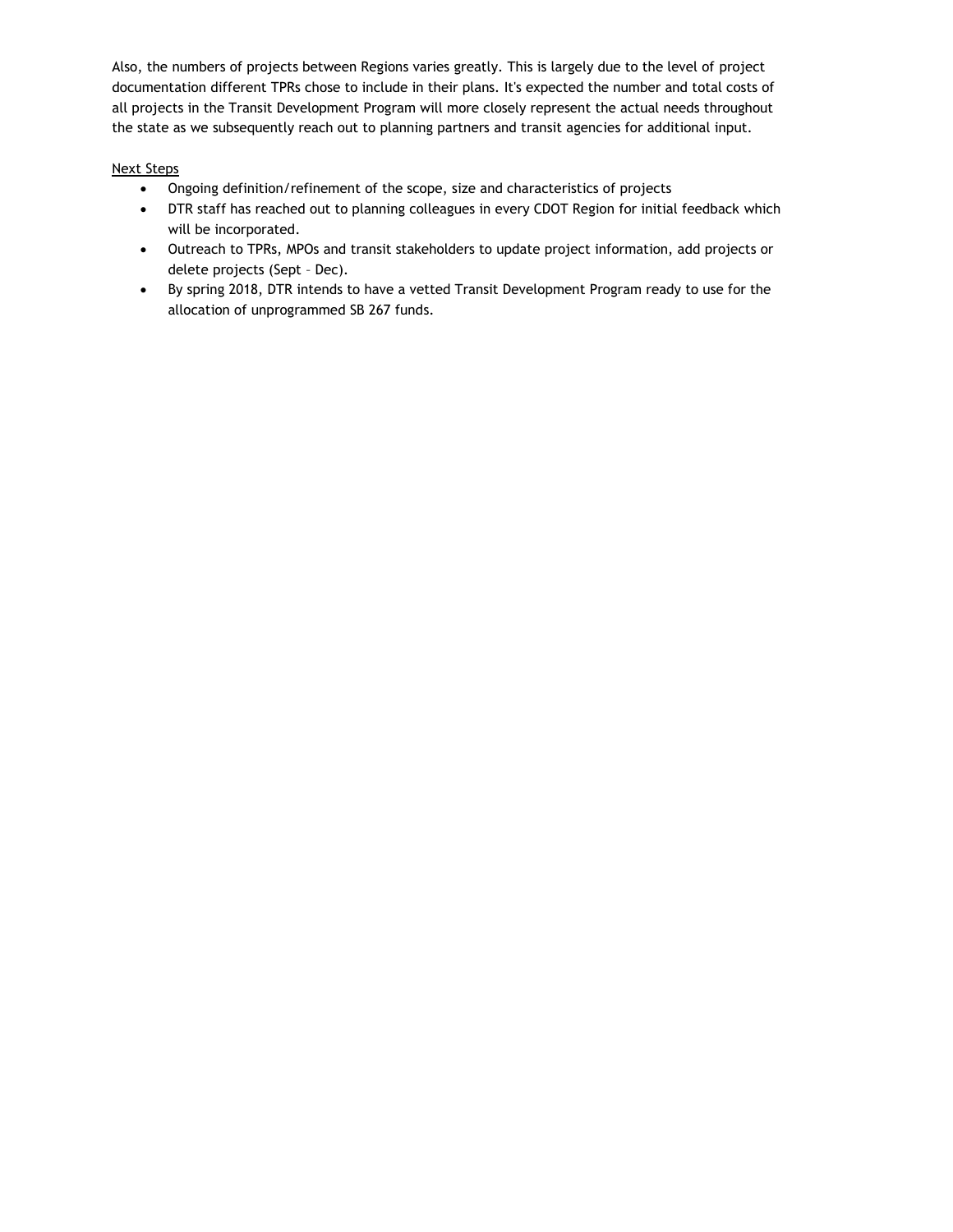Also, the numbers of projects between Regions varies greatly. This is largely due to the level of project documentation different TPRs chose to include in their plans. It's expected the number and total costs of all projects in the Transit Development Program will more closely represent the actual needs throughout the state as we subsequently reach out to planning partners and transit agencies for additional input.

Next Steps

- Ongoing definition/refinement of the scope, size and characteristics of projects
- DTR staff has reached out to planning colleagues in every CDOT Region for initial feedback which will be incorporated.
- Outreach to TPRs, MPOs and transit stakeholders to update project information, add projects or delete projects (Sept – Dec).
- By spring 2018, DTR intends to have a vetted Transit Development Program ready to use for the allocation of unprogrammed SB 267 funds.